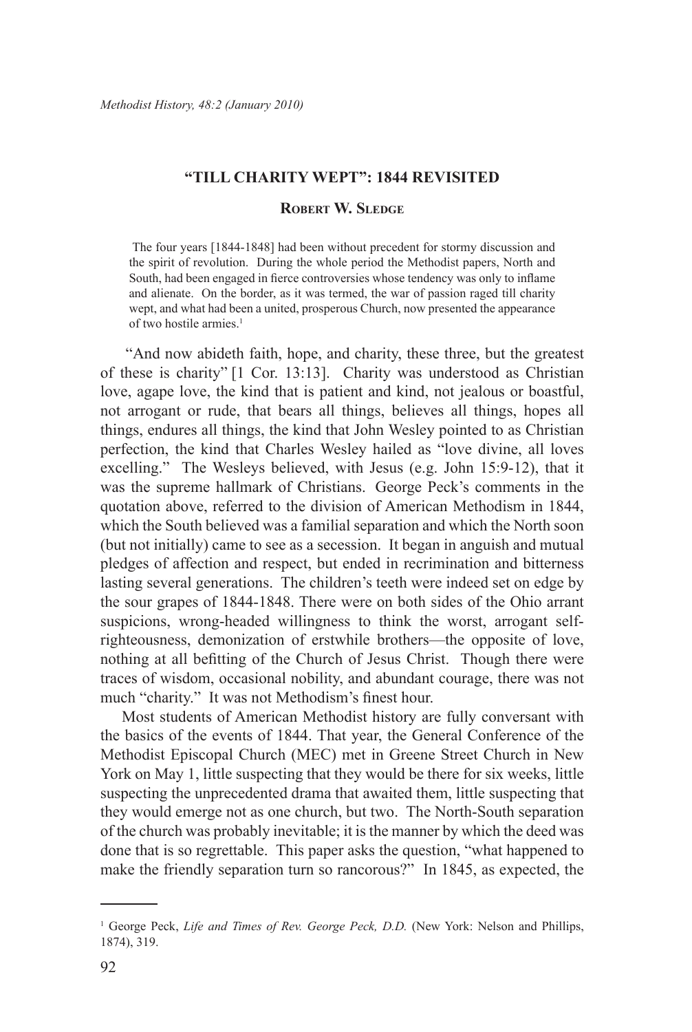# "TILL CHARITY WEPT": 1844 REVISITED

### Robert W. Sledge

> The four years [1844-1848] had been without precedent for stormy discussion and the spirit of revolution. During the whole period the Methodist papers, North and South, had been engaged in fierce controversies whose tendency was only to inflame and alienate. On the border, as it was termed, the war of passion raged till charity wept, and what had been a united, prosperous Church, now presented the appearance of two hostile armies.[1]

"And now abideth faith, hope, and charity, these three, but the greatest of these is charity" [1 Cor. 13:13]. Charity was understood as Christian love, agape love, the kind that is patient and kind, not jealous or boastful, not arrogant or rude, that bears all things, believes all things, hopes all things, endures all things, the kind that John Wesley pointed to as Christian perfection, the kind that Charles Wesley hailed as "love divine, all loves excelling." The Wesleys believed, with Jesus (e.g. John 15:9-12), that it was the supreme hallmark of Christians. George Peck's comments in the quotation above, referred to the division of American Methodism in 1844, which the South believed was a familial separation and which the North soon (but not initially) came to see as a secession. It began in anguish and mutual pledges of affection and respect, but ended in recrimination and bitterness lasting several generations. The children's teeth were indeed set on edge by the sour grapes of 1844-1848. There were on both sides of the Ohio arrant suspicions, wrong-headed willingness to think the worst, arrogant self-righteousness, demonization of erstwhile brothers—the opposite of love, nothing at all befitting of the Church of Jesus Christ. Though there were traces of wisdom, occasional nobility, and abundant courage, there was not much "charity." It was not Methodism's finest hour.

Most students of American Methodist history are fully conversant with the basics of the events of 1844. That year, the General Conference of the Methodist Episcopal Church (MEC) met in Greene Street Church in New York on May 1, little suspecting that they would be there for six weeks, little suspecting the unprecedented drama that awaited them, little suspecting that they would emerge not as one church, but two. The North-South separation of the church was probably inevitable; it is the manner by which the deed was done that is so regrettable. This paper asks the question, "what happened to make the friendly separation turn so rancorous?" In 1845, as expected, the

---

[1] George Peck, *Life and Times of Rev. George Peck, D.D.* (New York: Nelson and Phillips, 1874), 319.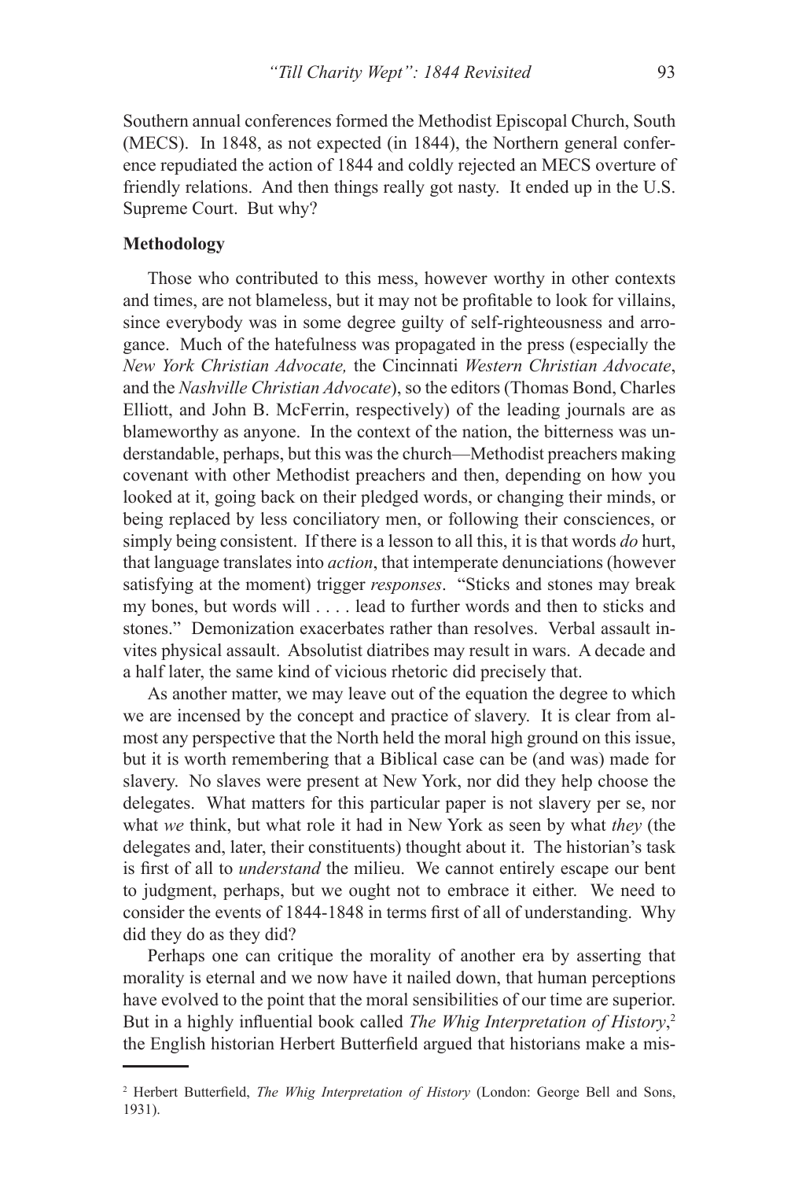Southern annual conferences formed the Methodist Episcopal Church, South (MECS). In 1848, as not expected (in 1844), the Northern general conference repudiated the action of 1844 and coldly rejected an MECS overture of friendly relations. And then things really got nasty. It ended up in the U.S. Supreme Court. But why?

**Methodology**

Those who contributed to this mess, however worthy in other contexts and times, are not blameless, but it may not be profitable to look for villains, since everybody was in some degree guilty of self-righteousness and arrogance. Much of the hatefulness was propagated in the press (especially the *New York Christian Advocate,* the Cincinnati *Western Christian Advocate*, and the *Nashville Christian Advocate*), so the editors (Thomas Bond, Charles Elliott, and John B. McFerrin, respectively) of the leading journals are as blameworthy as anyone. In the context of the nation, the bitterness was understandable, perhaps, but this was the church—Methodist preachers making covenant with other Methodist preachers and then, depending on how you looked at it, going back on their pledged words, or changing their minds, or being replaced by less conciliatory men, or following their consciences, or simply being consistent. If there is a lesson to all this, it is that words *do* hurt, that language translates into *action*, that intemperate denunciations (however satisfying at the moment) trigger *responses*. "Sticks and stones may break my bones, but words will . . . . lead to further words and then to sticks and stones." Demonization exacerbates rather than resolves. Verbal assault invites physical assault. Absolutist diatribes may result in wars. A decade and a half later, the same kind of vicious rhetoric did precisely that.

As another matter, we may leave out of the equation the degree to which we are incensed by the concept and practice of slavery. It is clear from almost any perspective that the North held the moral high ground on this issue, but it is worth remembering that a Biblical case can be (and was) made for slavery. No slaves were present at New York, nor did they help choose the delegates. What matters for this particular paper is not slavery per se, nor what *we* think, but what role it had in New York as seen by what *they* (the delegates and, later, their constituents) thought about it. The historian's task is first of all to *understand* the milieu. We cannot entirely escape our bent to judgment, perhaps, but we ought not to embrace it either. We need to consider the events of 1844-1848 in terms first of all of understanding. Why did they do as they did?

Perhaps one can critique the morality of another era by asserting that morality is eternal and we now have it nailed down, that human perceptions have evolved to the point that the moral sensibilities of our time are superior. But in a highly influential book called *The Whig Interpretation of History*,[2] the English historian Herbert Butterfield argued that historians make a mis-

---

[2] Herbert Butterfield, *The Whig Interpretation of History* (London: George Bell and Sons, 1931).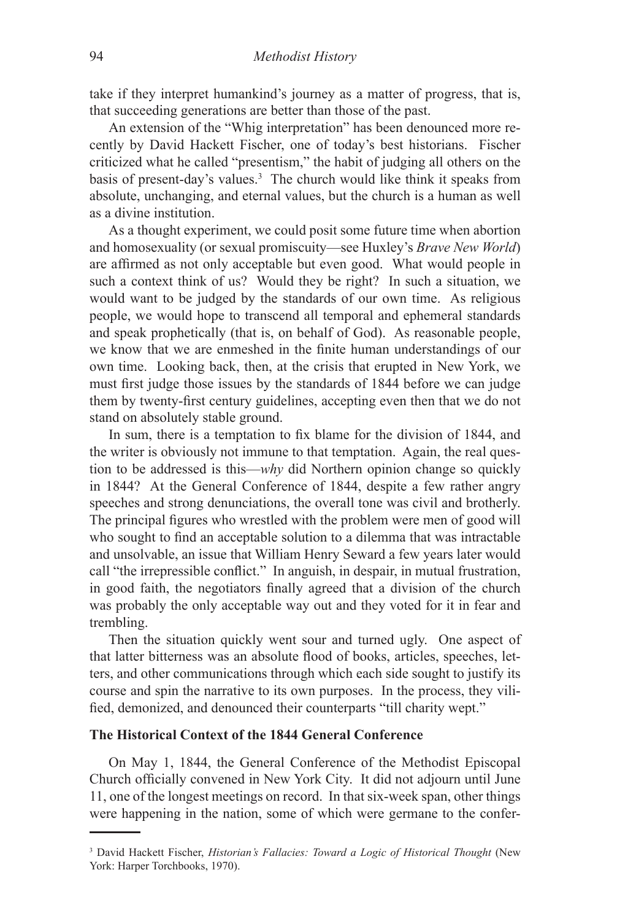take if they interpret humankind's journey as a matter of progress, that is, that succeeding generations are better than those of the past.

An extension of the "Whig interpretation" has been denounced more recently by David Hackett Fischer, one of today's best historians. Fischer criticized what he called "presentism," the habit of judging all others on the basis of present-day's values.[3] The church would like think it speaks from absolute, unchanging, and eternal values, but the church is a human as well as a divine institution.

As a thought experiment, we could posit some future time when abortion and homosexuality (or sexual promiscuity—see Huxley's *Brave New World*) are affirmed as not only acceptable but even good. What would people in such a context think of us? Would they be right? In such a situation, we would want to be judged by the standards of our own time. As religious people, we would hope to transcend all temporal and ephemeral standards and speak prophetically (that is, on behalf of God). As reasonable people, we know that we are enmeshed in the finite human understandings of our own time. Looking back, then, at the crisis that erupted in New York, we must first judge those issues by the standards of 1844 before we can judge them by twenty-first century guidelines, accepting even then that we do not stand on absolutely stable ground.

In sum, there is a temptation to fix blame for the division of 1844, and the writer is obviously not immune to that temptation. Again, the real question to be addressed is this—*why* did Northern opinion change so quickly in 1844? At the General Conference of 1844, despite a few rather angry speeches and strong denunciations, the overall tone was civil and brotherly. The principal figures who wrestled with the problem were men of good will who sought to find an acceptable solution to a dilemma that was intractable and unsolvable, an issue that William Henry Seward a few years later would call "the irrepressible conflict." In anguish, in despair, in mutual frustration, in good faith, the negotiators finally agreed that a division of the church was probably the only acceptable way out and they voted for it in fear and trembling.

Then the situation quickly went sour and turned ugly. One aspect of that latter bitterness was an absolute flood of books, articles, speeches, letters, and other communications through which each side sought to justify its course and spin the narrative to its own purposes. In the process, they vilified, demonized, and denounced their counterparts "till charity wept."

**The Historical Context of the 1844 General Conference**

On May 1, 1844, the General Conference of the Methodist Episcopal Church officially convened in New York City. It did not adjourn until June 11, one of the longest meetings on record. In that six-week span, other things were happening in the nation, some of which were germane to the confer-

---

[3] David Hackett Fischer, *Historian's Fallacies: Toward a Logic of Historical Thought* (New York: Harper Torchbooks, 1970).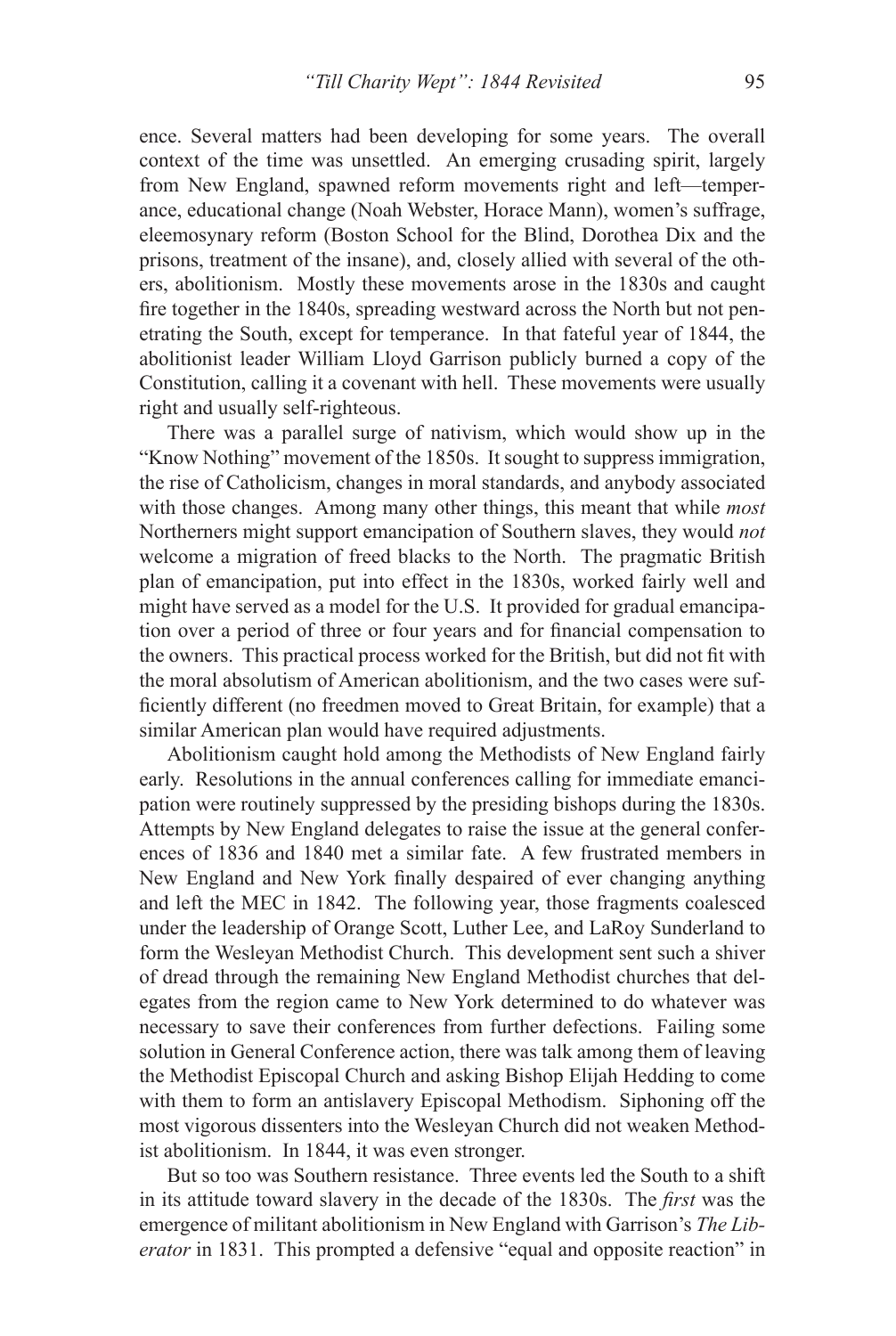ence. Several matters had been developing for some years. The overall context of the time was unsettled. An emerging crusading spirit, largely from New England, spawned reform movements right and left—temperance, educational change (Noah Webster, Horace Mann), women's suffrage, eleemosynary reform (Boston School for the Blind, Dorothea Dix and the prisons, treatment of the insane), and, closely allied with several of the others, abolitionism. Mostly these movements arose in the 1830s and caught fire together in the 1840s, spreading westward across the North but not penetrating the South, except for temperance. In that fateful year of 1844, the abolitionist leader William Lloyd Garrison publicly burned a copy of the Constitution, calling it a covenant with hell. These movements were usually right and usually self-righteous.

There was a parallel surge of nativism, which would show up in the "Know Nothing" movement of the 1850s. It sought to suppress immigration, the rise of Catholicism, changes in moral standards, and anybody associated with those changes. Among many other things, this meant that while *most* Northerners might support emancipation of Southern slaves, they would *not* welcome a migration of freed blacks to the North. The pragmatic British plan of emancipation, put into effect in the 1830s, worked fairly well and might have served as a model for the U.S. It provided for gradual emancipation over a period of three or four years and for financial compensation to the owners. This practical process worked for the British, but did not fit with the moral absolutism of American abolitionism, and the two cases were sufficiently different (no freedmen moved to Great Britain, for example) that a similar American plan would have required adjustments.

Abolitionism caught hold among the Methodists of New England fairly early. Resolutions in the annual conferences calling for immediate emancipation were routinely suppressed by the presiding bishops during the 1830s. Attempts by New England delegates to raise the issue at the general conferences of 1836 and 1840 met a similar fate. A few frustrated members in New England and New York finally despaired of ever changing anything and left the MEC in 1842. The following year, those fragments coalesced under the leadership of Orange Scott, Luther Lee, and LaRoy Sunderland to form the Wesleyan Methodist Church. This development sent such a shiver of dread through the remaining New England Methodist churches that delegates from the region came to New York determined to do whatever was necessary to save their conferences from further defections. Failing some solution in General Conference action, there was talk among them of leaving the Methodist Episcopal Church and asking Bishop Elijah Hedding to come with them to form an antislavery Episcopal Methodism. Siphoning off the most vigorous dissenters into the Wesleyan Church did not weaken Methodist abolitionism. In 1844, it was even stronger.

But so too was Southern resistance. Three events led the South to a shift in its attitude toward slavery in the decade of the 1830s. The *first* was the emergence of militant abolitionism in New England with Garrison's *The Liberator* in 1831. This prompted a defensive "equal and opposite reaction" in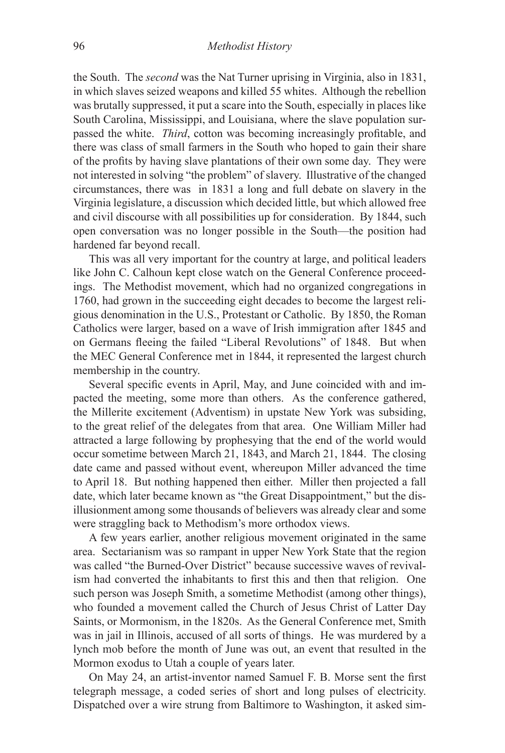the South. The *second* was the Nat Turner uprising in Virginia, also in 1831, in which slaves seized weapons and killed 55 whites. Although the rebellion was brutally suppressed, it put a scare into the South, especially in places like South Carolina, Mississippi, and Louisiana, where the slave population surpassed the white. *Third*, cotton was becoming increasingly profitable, and there was class of small farmers in the South who hoped to gain their share of the profits by having slave plantations of their own some day. They were not interested in solving "the problem" of slavery. Illustrative of the changed circumstances, there was in 1831 a long and full debate on slavery in the Virginia legislature, a discussion which decided little, but which allowed free and civil discourse with all possibilities up for consideration. By 1844, such open conversation was no longer possible in the South—the position had hardened far beyond recall.

This was all very important for the country at large, and political leaders like John C. Calhoun kept close watch on the General Conference proceedings. The Methodist movement, which had no organized congregations in 1760, had grown in the succeeding eight decades to become the largest religious denomination in the U.S., Protestant or Catholic. By 1850, the Roman Catholics were larger, based on a wave of Irish immigration after 1845 and on Germans fleeing the failed "Liberal Revolutions" of 1848. But when the MEC General Conference met in 1844, it represented the largest church membership in the country.

Several specific events in April, May, and June coincided with and impacted the meeting, some more than others. As the conference gathered, the Millerite excitement (Adventism) in upstate New York was subsiding, to the great relief of the delegates from that area. One William Miller had attracted a large following by prophesying that the end of the world would occur sometime between March 21, 1843, and March 21, 1844. The closing date came and passed without event, whereupon Miller advanced the time to April 18. But nothing happened then either. Miller then projected a fall date, which later became known as "the Great Disappointment," but the disillusionment among some thousands of believers was already clear and some were straggling back to Methodism's more orthodox views.

A few years earlier, another religious movement originated in the same area. Sectarianism was so rampant in upper New York State that the region was called "the Burned-Over District" because successive waves of revivalism had converted the inhabitants to first this and then that religion. One such person was Joseph Smith, a sometime Methodist (among other things), who founded a movement called the Church of Jesus Christ of Latter Day Saints, or Mormonism, in the 1820s. As the General Conference met, Smith was in jail in Illinois, accused of all sorts of things. He was murdered by a lynch mob before the month of June was out, an event that resulted in the Mormon exodus to Utah a couple of years later.

On May 24, an artist-inventor named Samuel F. B. Morse sent the first telegraph message, a coded series of short and long pulses of electricity. Dispatched over a wire strung from Baltimore to Washington, it asked sim-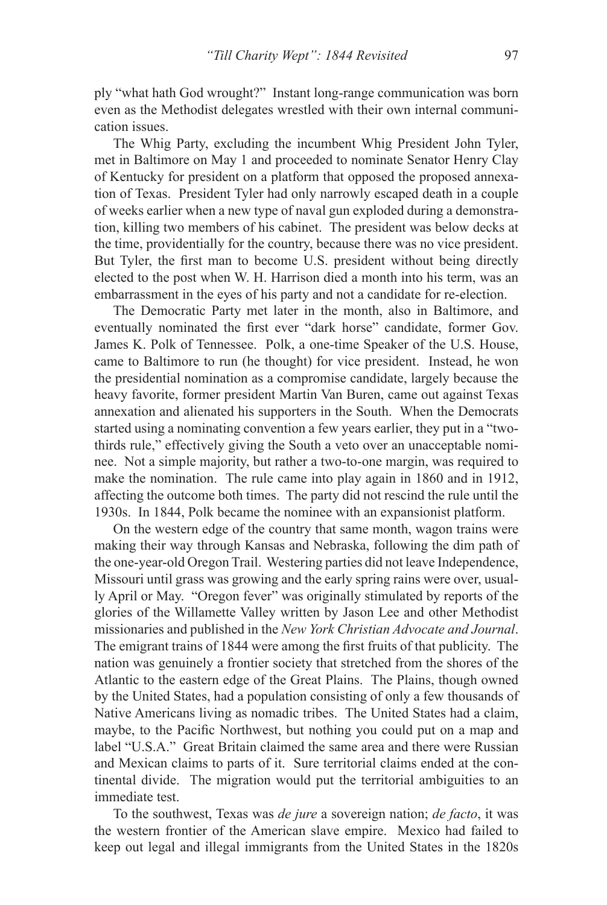ply "what hath God wrought?" Instant long-range communication was born even as the Methodist delegates wrestled with their own internal communication issues.

The Whig Party, excluding the incumbent Whig President John Tyler, met in Baltimore on May 1 and proceeded to nominate Senator Henry Clay of Kentucky for president on a platform that opposed the proposed annexation of Texas. President Tyler had only narrowly escaped death in a couple of weeks earlier when a new type of naval gun exploded during a demonstration, killing two members of his cabinet. The president was below decks at the time, providentially for the country, because there was no vice president. But Tyler, the first man to become U.S. president without being directly elected to the post when W. H. Harrison died a month into his term, was an embarrassment in the eyes of his party and not a candidate for re-election.

The Democratic Party met later in the month, also in Baltimore, and eventually nominated the first ever "dark horse" candidate, former Gov. James K. Polk of Tennessee. Polk, a one-time Speaker of the U.S. House, came to Baltimore to run (he thought) for vice president. Instead, he won the presidential nomination as a compromise candidate, largely because the heavy favorite, former president Martin Van Buren, came out against Texas annexation and alienated his supporters in the South. When the Democrats started using a nominating convention a few years earlier, they put in a "two-thirds rule," effectively giving the South a veto over an unacceptable nominee. Not a simple majority, but rather a two-to-one margin, was required to make the nomination. The rule came into play again in 1860 and in 1912, affecting the outcome both times. The party did not rescind the rule until the 1930s. In 1844, Polk became the nominee with an expansionist platform.

On the western edge of the country that same month, wagon trains were making their way through Kansas and Nebraska, following the dim path of the one-year-old Oregon Trail. Westering parties did not leave Independence, Missouri until grass was growing and the early spring rains were over, usually April or May. "Oregon fever" was originally stimulated by reports of the glories of the Willamette Valley written by Jason Lee and other Methodist missionaries and published in the *New York Christian Advocate and Journal*. The emigrant trains of 1844 were among the first fruits of that publicity. The nation was genuinely a frontier society that stretched from the shores of the Atlantic to the eastern edge of the Great Plains. The Plains, though owned by the United States, had a population consisting of only a few thousands of Native Americans living as nomadic tribes. The United States had a claim, maybe, to the Pacific Northwest, but nothing you could put on a map and label "U.S.A." Great Britain claimed the same area and there were Russian and Mexican claims to parts of it. Sure territorial claims ended at the continental divide. The migration would put the territorial ambiguities to an immediate test.

To the southwest, Texas was *de jure* a sovereign nation; *de facto*, it was the western frontier of the American slave empire. Mexico had failed to keep out legal and illegal immigrants from the United States in the 1820s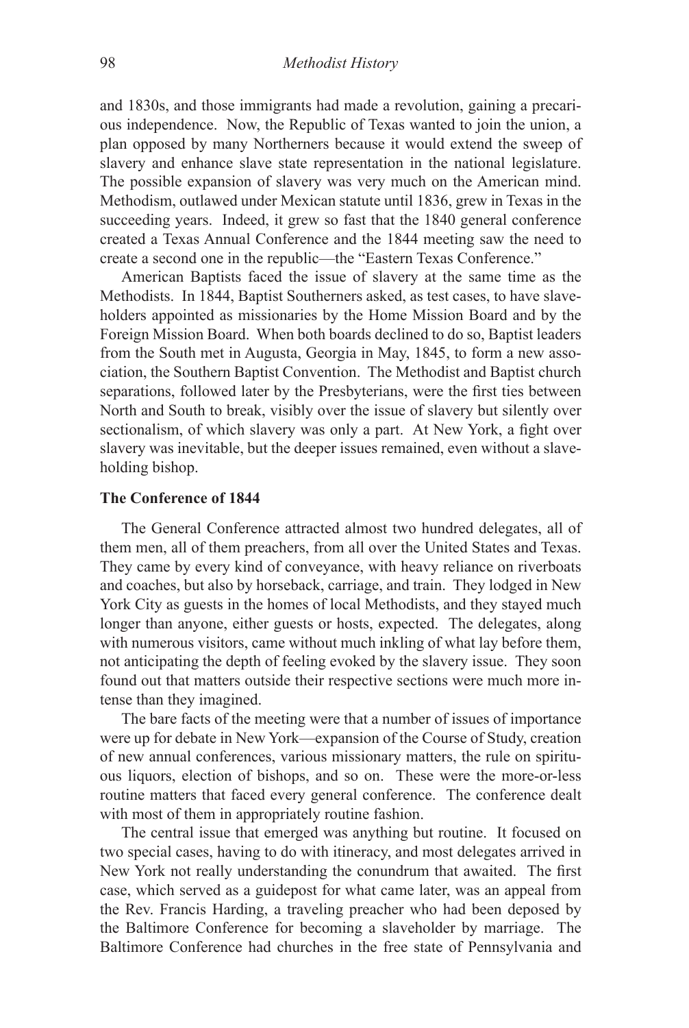and 1830s, and those immigrants had made a revolution, gaining a precarious independence. Now, the Republic of Texas wanted to join the union, a plan opposed by many Northerners because it would extend the sweep of slavery and enhance slave state representation in the national legislature. The possible expansion of slavery was very much on the American mind. Methodism, outlawed under Mexican statute until 1836, grew in Texas in the succeeding years. Indeed, it grew so fast that the 1840 general conference created a Texas Annual Conference and the 1844 meeting saw the need to create a second one in the republic—the "Eastern Texas Conference."

American Baptists faced the issue of slavery at the same time as the Methodists. In 1844, Baptist Southerners asked, as test cases, to have slaveholders appointed as missionaries by the Home Mission Board and by the Foreign Mission Board. When both boards declined to do so, Baptist leaders from the South met in Augusta, Georgia in May, 1845, to form a new association, the Southern Baptist Convention. The Methodist and Baptist church separations, followed later by the Presbyterians, were the first ties between North and South to break, visibly over the issue of slavery but silently over sectionalism, of which slavery was only a part. At New York, a fight over slavery was inevitable, but the deeper issues remained, even without a slaveholding bishop.

**The Conference of 1844**

The General Conference attracted almost two hundred delegates, all of them men, all of them preachers, from all over the United States and Texas. They came by every kind of conveyance, with heavy reliance on riverboats and coaches, but also by horseback, carriage, and train. They lodged in New York City as guests in the homes of local Methodists, and they stayed much longer than anyone, either guests or hosts, expected. The delegates, along with numerous visitors, came without much inkling of what lay before them, not anticipating the depth of feeling evoked by the slavery issue. They soon found out that matters outside their respective sections were much more intense than they imagined.

The bare facts of the meeting were that a number of issues of importance were up for debate in New York—expansion of the Course of Study, creation of new annual conferences, various missionary matters, the rule on spirituous liquors, election of bishops, and so on. These were the more-or-less routine matters that faced every general conference. The conference dealt with most of them in appropriately routine fashion.

The central issue that emerged was anything but routine. It focused on two special cases, having to do with itineracy, and most delegates arrived in New York not really understanding the conundrum that awaited. The first case, which served as a guidepost for what came later, was an appeal from the Rev. Francis Harding, a traveling preacher who had been deposed by the Baltimore Conference for becoming a slaveholder by marriage. The Baltimore Conference had churches in the free state of Pennsylvania and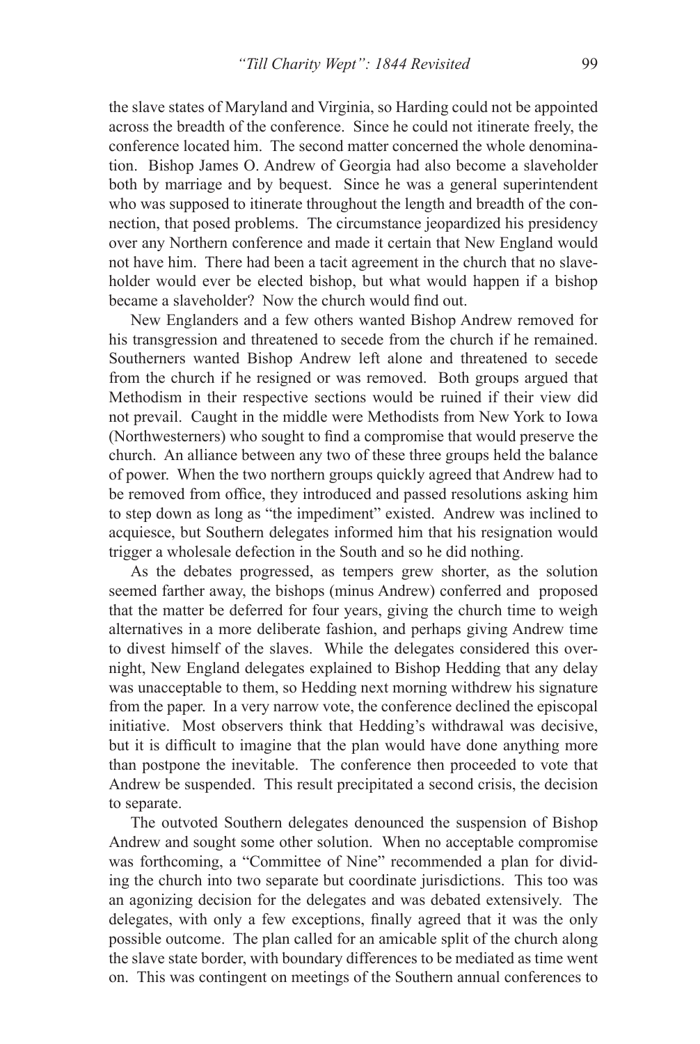the slave states of Maryland and Virginia, so Harding could not be appointed across the breadth of the conference. Since he could not itinerate freely, the conference located him. The second matter concerned the whole denomination. Bishop James O. Andrew of Georgia had also become a slaveholder both by marriage and by bequest. Since he was a general superintendent who was supposed to itinerate throughout the length and breadth of the connection, that posed problems. The circumstance jeopardized his presidency over any Northern conference and made it certain that New England would not have him. There had been a tacit agreement in the church that no slaveholder would ever be elected bishop, but what would happen if a bishop became a slaveholder? Now the church would find out.

New Englanders and a few others wanted Bishop Andrew removed for his transgression and threatened to secede from the church if he remained. Southerners wanted Bishop Andrew left alone and threatened to secede from the church if he resigned or was removed. Both groups argued that Methodism in their respective sections would be ruined if their view did not prevail. Caught in the middle were Methodists from New York to Iowa (Northwesterners) who sought to find a compromise that would preserve the church. An alliance between any two of these three groups held the balance of power. When the two northern groups quickly agreed that Andrew had to be removed from office, they introduced and passed resolutions asking him to step down as long as "the impediment" existed. Andrew was inclined to acquiesce, but Southern delegates informed him that his resignation would trigger a wholesale defection in the South and so he did nothing.

As the debates progressed, as tempers grew shorter, as the solution seemed farther away, the bishops (minus Andrew) conferred and proposed that the matter be deferred for four years, giving the church time to weigh alternatives in a more deliberate fashion, and perhaps giving Andrew time to divest himself of the slaves. While the delegates considered this overnight, New England delegates explained to Bishop Hedding that any delay was unacceptable to them, so Hedding next morning withdrew his signature from the paper. In a very narrow vote, the conference declined the episcopal initiative. Most observers think that Hedding's withdrawal was decisive, but it is difficult to imagine that the plan would have done anything more than postpone the inevitable. The conference then proceeded to vote that Andrew be suspended. This result precipitated a second crisis, the decision to separate.

The outvoted Southern delegates denounced the suspension of Bishop Andrew and sought some other solution. When no acceptable compromise was forthcoming, a "Committee of Nine" recommended a plan for dividing the church into two separate but coordinate jurisdictions. This too was an agonizing decision for the delegates and was debated extensively. The delegates, with only a few exceptions, finally agreed that it was the only possible outcome. The plan called for an amicable split of the church along the slave state border, with boundary differences to be mediated as time went on. This was contingent on meetings of the Southern annual conferences to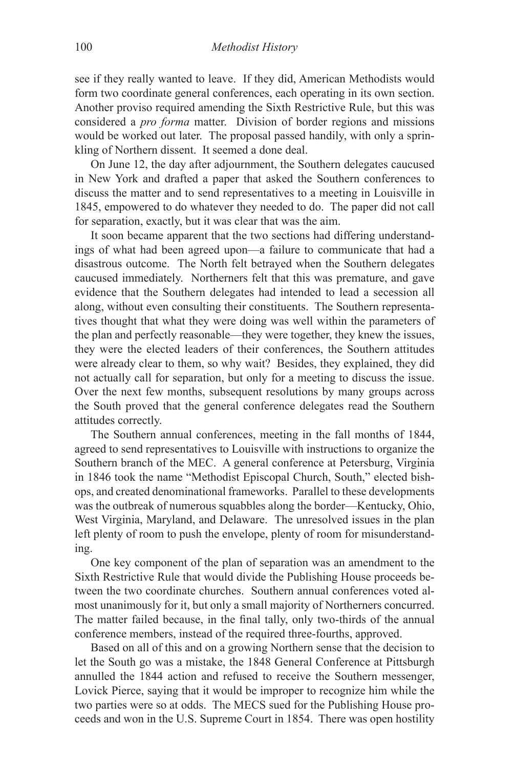see if they really wanted to leave. If they did, American Methodists would form two coordinate general conferences, each operating in its own section. Another proviso required amending the Sixth Restrictive Rule, but this was considered a *pro forma* matter. Division of border regions and missions would be worked out later. The proposal passed handily, with only a sprinkling of Northern dissent. It seemed a done deal.

On June 12, the day after adjournment, the Southern delegates caucused in New York and drafted a paper that asked the Southern conferences to discuss the matter and to send representatives to a meeting in Louisville in 1845, empowered to do whatever they needed to do. The paper did not call for separation, exactly, but it was clear that was the aim.

It soon became apparent that the two sections had differing understandings of what had been agreed upon—a failure to communicate that had a disastrous outcome. The North felt betrayed when the Southern delegates caucused immediately. Northerners felt that this was premature, and gave evidence that the Southern delegates had intended to lead a secession all along, without even consulting their constituents. The Southern representatives thought that what they were doing was well within the parameters of the plan and perfectly reasonable—they were together, they knew the issues, they were the elected leaders of their conferences, the Southern attitudes were already clear to them, so why wait? Besides, they explained, they did not actually call for separation, but only for a meeting to discuss the issue. Over the next few months, subsequent resolutions by many groups across the South proved that the general conference delegates read the Southern attitudes correctly.

The Southern annual conferences, meeting in the fall months of 1844, agreed to send representatives to Louisville with instructions to organize the Southern branch of the MEC. A general conference at Petersburg, Virginia in 1846 took the name "Methodist Episcopal Church, South," elected bishops, and created denominational frameworks. Parallel to these developments was the outbreak of numerous squabbles along the border—Kentucky, Ohio, West Virginia, Maryland, and Delaware. The unresolved issues in the plan left plenty of room to push the envelope, plenty of room for misunderstanding.

One key component of the plan of separation was an amendment to the Sixth Restrictive Rule that would divide the Publishing House proceeds between the two coordinate churches. Southern annual conferences voted almost unanimously for it, but only a small majority of Northerners concurred. The matter failed because, in the final tally, only two-thirds of the annual conference members, instead of the required three-fourths, approved.

Based on all of this and on a growing Northern sense that the decision to let the South go was a mistake, the 1848 General Conference at Pittsburgh annulled the 1844 action and refused to receive the Southern messenger, Lovick Pierce, saying that it would be improper to recognize him while the two parties were so at odds. The MECS sued for the Publishing House proceeds and won in the U.S. Supreme Court in 1854. There was open hostility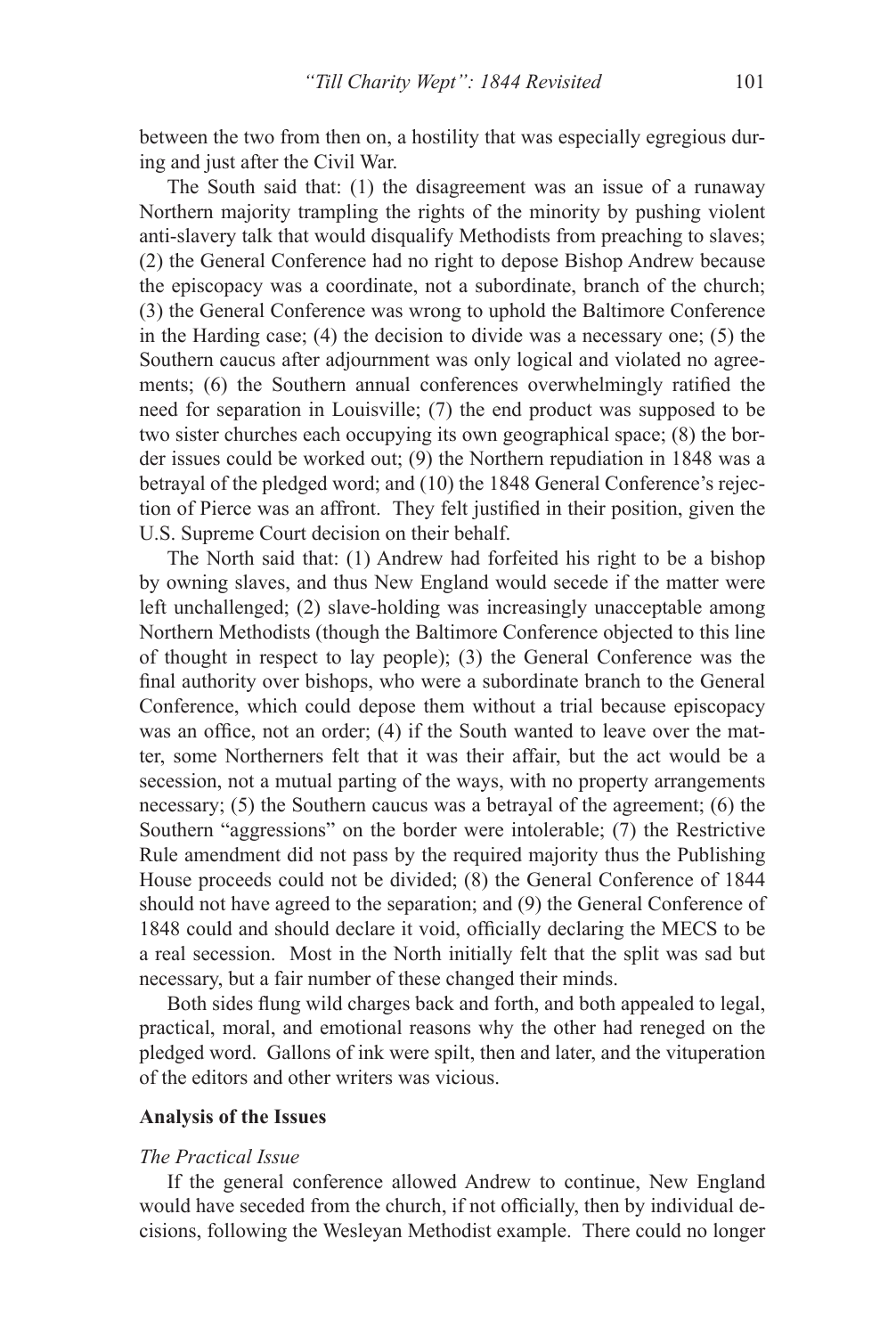between the two from then on, a hostility that was especially egregious during and just after the Civil War.

The South said that: (1) the disagreement was an issue of a runaway Northern majority trampling the rights of the minority by pushing violent anti-slavery talk that would disqualify Methodists from preaching to slaves; (2) the General Conference had no right to depose Bishop Andrew because the episcopacy was a coordinate, not a subordinate, branch of the church; (3) the General Conference was wrong to uphold the Baltimore Conference in the Harding case; (4) the decision to divide was a necessary one; (5) the Southern caucus after adjournment was only logical and violated no agreements; (6) the Southern annual conferences overwhelmingly ratified the need for separation in Louisville; (7) the end product was supposed to be two sister churches each occupying its own geographical space; (8) the border issues could be worked out; (9) the Northern repudiation in 1848 was a betrayal of the pledged word; and (10) the 1848 General Conference's rejection of Pierce was an affront. They felt justified in their position, given the U.S. Supreme Court decision on their behalf.

The North said that: (1) Andrew had forfeited his right to be a bishop by owning slaves, and thus New England would secede if the matter were left unchallenged; (2) slave-holding was increasingly unacceptable among Northern Methodists (though the Baltimore Conference objected to this line of thought in respect to lay people); (3) the General Conference was the final authority over bishops, who were a subordinate branch to the General Conference, which could depose them without a trial because episcopacy was an office, not an order; (4) if the South wanted to leave over the matter, some Northerners felt that it was their affair, but the act would be a secession, not a mutual parting of the ways, with no property arrangements necessary; (5) the Southern caucus was a betrayal of the agreement; (6) the Southern "aggressions" on the border were intolerable; (7) the Restrictive Rule amendment did not pass by the required majority thus the Publishing House proceeds could not be divided; (8) the General Conference of 1844 should not have agreed to the separation; and (9) the General Conference of 1848 could and should declare it void, officially declaring the MECS to be a real secession. Most in the North initially felt that the split was sad but necessary, but a fair number of these changed their minds.

Both sides flung wild charges back and forth, and both appealed to legal, practical, moral, and emotional reasons why the other had reneged on the pledged word. Gallons of ink were spilt, then and later, and the vituperation of the editors and other writers was vicious.

## Analysis of the Issues

### *The Practical Issue*

If the general conference allowed Andrew to continue, New England would have seceded from the church, if not officially, then by individual decisions, following the Wesleyan Methodist example. There could no longer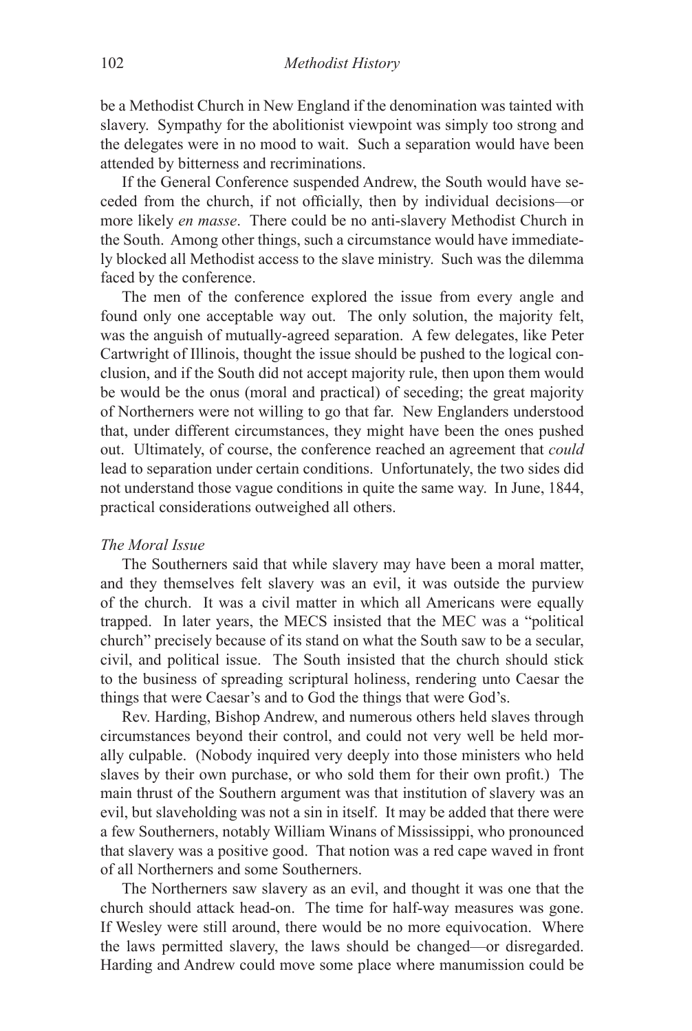be a Methodist Church in New England if the denomination was tainted with slavery. Sympathy for the abolitionist viewpoint was simply too strong and the delegates were in no mood to wait. Such a separation would have been attended by bitterness and recriminations.

If the General Conference suspended Andrew, the South would have seceded from the church, if not officially, then by individual decisions—or more likely *en masse*. There could be no anti-slavery Methodist Church in the South. Among other things, such a circumstance would have immediately blocked all Methodist access to the slave ministry. Such was the dilemma faced by the conference.

The men of the conference explored the issue from every angle and found only one acceptable way out. The only solution, the majority felt, was the anguish of mutually-agreed separation. A few delegates, like Peter Cartwright of Illinois, thought the issue should be pushed to the logical conclusion, and if the South did not accept majority rule, then upon them would be would be the onus (moral and practical) of seceding; the great majority of Northerners were not willing to go that far. New Englanders understood that, under different circumstances, they might have been the ones pushed out. Ultimately, of course, the conference reached an agreement that *could* lead to separation under certain conditions. Unfortunately, the two sides did not understand those vague conditions in quite the same way. In June, 1844, practical considerations outweighed all others.

*The Moral Issue*

The Southerners said that while slavery may have been a moral matter, and they themselves felt slavery was an evil, it was outside the purview of the church. It was a civil matter in which all Americans were equally trapped. In later years, the MECS insisted that the MEC was a "political church" precisely because of its stand on what the South saw to be a secular, civil, and political issue. The South insisted that the church should stick to the business of spreading scriptural holiness, rendering unto Caesar the things that were Caesar's and to God the things that were God's.

Rev. Harding, Bishop Andrew, and numerous others held slaves through circumstances beyond their control, and could not very well be held morally culpable. (Nobody inquired very deeply into those ministers who held slaves by their own purchase, or who sold them for their own profit.) The main thrust of the Southern argument was that institution of slavery was an evil, but slaveholding was not a sin in itself. It may be added that there were a few Southerners, notably William Winans of Mississippi, who pronounced that slavery was a positive good. That notion was a red cape waved in front of all Northerners and some Southerners.

The Northerners saw slavery as an evil, and thought it was one that the church should attack head-on. The time for half-way measures was gone. If Wesley were still around, there would be no more equivocation. Where the laws permitted slavery, the laws should be changed—or disregarded. Harding and Andrew could move some place where manumission could be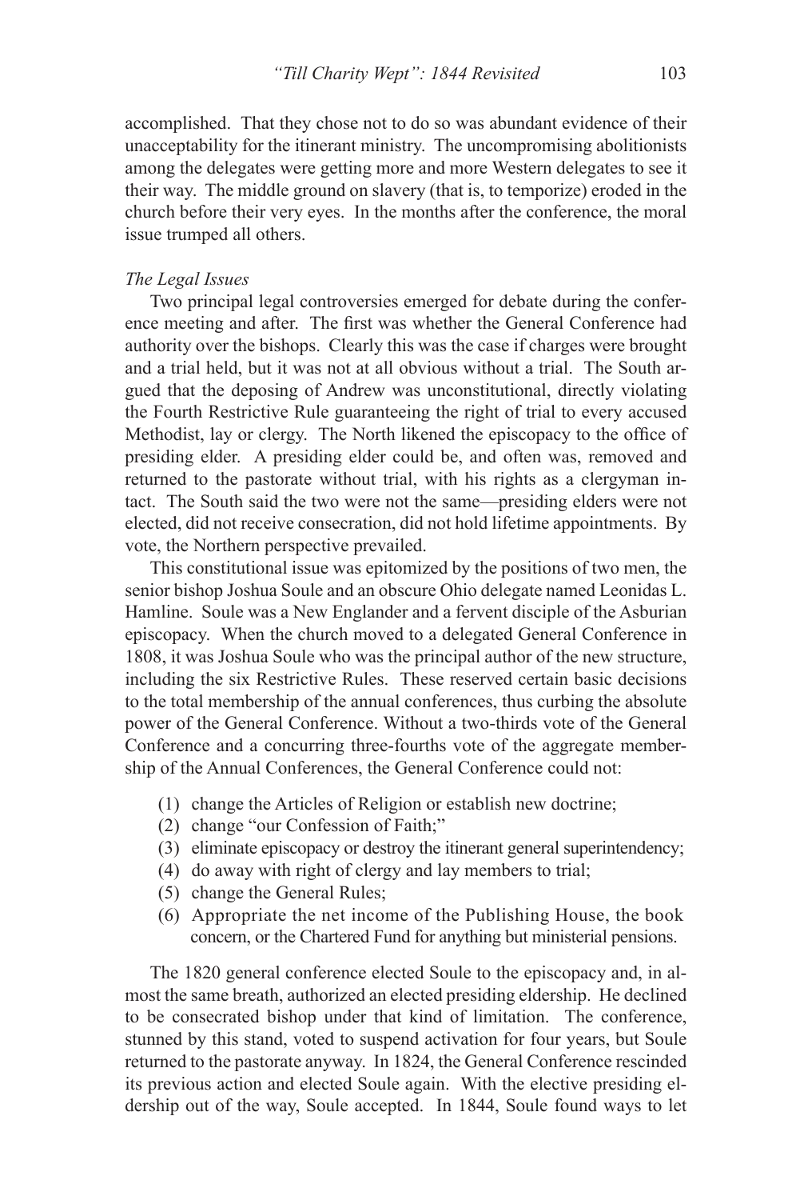accomplished. That they chose not to do so was abundant evidence of their unacceptability for the itinerant ministry. The uncompromising abolitionists among the delegates were getting more and more Western delegates to see it their way. The middle ground on slavery (that is, to temporize) eroded in the church before their very eyes. In the months after the conference, the moral issue trumped all others.

*The Legal Issues*

Two principal legal controversies emerged for debate during the conference meeting and after. The first was whether the General Conference had authority over the bishops. Clearly this was the case if charges were brought and a trial held, but it was not at all obvious without a trial. The South argued that the deposing of Andrew was unconstitutional, directly violating the Fourth Restrictive Rule guaranteeing the right of trial to every accused Methodist, lay or clergy. The North likened the episcopacy to the office of presiding elder. A presiding elder could be, and often was, removed and returned to the pastorate without trial, with his rights as a clergyman intact. The South said the two were not the same—presiding elders were not elected, did not receive consecration, did not hold lifetime appointments. By vote, the Northern perspective prevailed.

This constitutional issue was epitomized by the positions of two men, the senior bishop Joshua Soule and an obscure Ohio delegate named Leonidas L. Hamline. Soule was a New Englander and a fervent disciple of the Asburian episcopacy. When the church moved to a delegated General Conference in 1808, it was Joshua Soule who was the principal author of the new structure, including the six Restrictive Rules. These reserved certain basic decisions to the total membership of the annual conferences, thus curbing the absolute power of the General Conference. Without a two-thirds vote of the General Conference and a concurring three-fourths vote of the aggregate membership of the Annual Conferences, the General Conference could not:

(1) change the Articles of Religion or establish new doctrine;
(2) change "our Confession of Faith;"
(3) eliminate episcopacy or destroy the itinerant general superintendency;
(4) do away with right of clergy and lay members to trial;
(5) change the General Rules;
(6) Appropriate the net income of the Publishing House, the book concern, or the Chartered Fund for anything but ministerial pensions.

The 1820 general conference elected Soule to the episcopacy and, in almost the same breath, authorized an elected presiding eldership. He declined to be consecrated bishop under that kind of limitation. The conference, stunned by this stand, voted to suspend activation for four years, but Soule returned to the pastorate anyway. In 1824, the General Conference rescinded its previous action and elected Soule again. With the elective presiding eldership out of the way, Soule accepted. In 1844, Soule found ways to let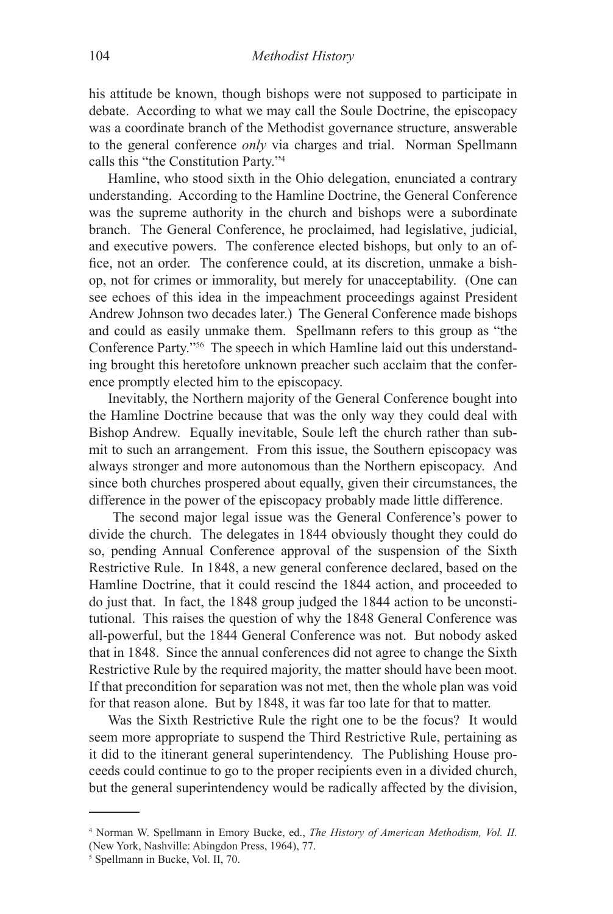his attitude be known, though bishops were not supposed to participate in debate. According to what we may call the Soule Doctrine, the episcopacy was a coordinate branch of the Methodist governance structure, answerable to the general conference *only* via charges and trial. Norman Spellmann calls this "the Constitution Party."[4]

Hamline, who stood sixth in the Ohio delegation, enunciated a contrary understanding. According to the Hamline Doctrine, the General Conference was the supreme authority in the church and bishops were a subordinate branch. The General Conference, he proclaimed, had legislative, judicial, and executive powers. The conference elected bishops, but only to an office, not an order. The conference could, at its discretion, unmake a bishop, not for crimes or immorality, but merely for unacceptability. (One can see echoes of this idea in the impeachment proceedings against President Andrew Johnson two decades later.) The General Conference made bishops and could as easily unmake them. Spellmann refers to this group as "the Conference Party."[5][6] The speech in which Hamline laid out this understanding brought this heretofore unknown preacher such acclaim that the conference promptly elected him to the episcopacy.

Inevitably, the Northern majority of the General Conference bought into the Hamline Doctrine because that was the only way they could deal with Bishop Andrew. Equally inevitable, Soule left the church rather than submit to such an arrangement. From this issue, the Southern episcopacy was always stronger and more autonomous than the Northern episcopacy. And since both churches prospered about equally, given their circumstances, the difference in the power of the episcopacy probably made little difference.

The second major legal issue was the General Conference's power to divide the church. The delegates in 1844 obviously thought they could do so, pending Annual Conference approval of the suspension of the Sixth Restrictive Rule. In 1848, a new general conference declared, based on the Hamline Doctrine, that it could rescind the 1844 action, and proceeded to do just that. In fact, the 1848 group judged the 1844 action to be unconstitutional. This raises the question of why the 1848 General Conference was all-powerful, but the 1844 General Conference was not. But nobody asked that in 1848. Since the annual conferences did not agree to change the Sixth Restrictive Rule by the required majority, the matter should have been moot. If that precondition for separation was not met, then the whole plan was void for that reason alone. But by 1848, it was far too late for that to matter.

Was the Sixth Restrictive Rule the right one to be the focus? It would seem more appropriate to suspend the Third Restrictive Rule, pertaining as it did to the itinerant general superintendency. The Publishing House proceeds could continue to go to the proper recipients even in a divided church, but the general superintendency would be radically affected by the division,

---

[4] Norman W. Spellmann in Emory Bucke, ed., *The History of American Methodism, Vol. II.* (New York, Nashville: Abingdon Press, 1964), 77.

[5] Spellmann in Bucke, Vol. II, 70.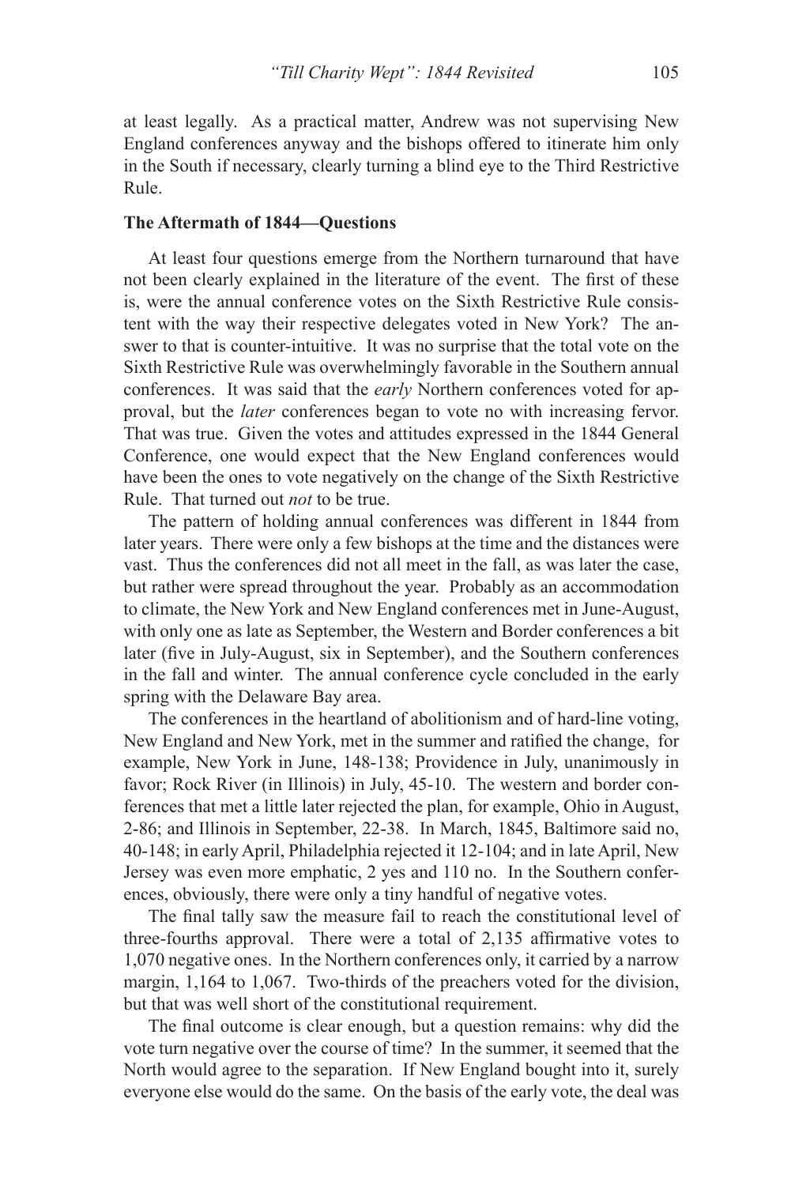at least legally. As a practical matter, Andrew was not supervising New England conferences anyway and the bishops offered to itinerate him only in the South if necessary, clearly turning a blind eye to the Third Restrictive Rule.

**The Aftermath of 1844—Questions**

At least four questions emerge from the Northern turnaround that have not been clearly explained in the literature of the event. The first of these is, were the annual conference votes on the Sixth Restrictive Rule consistent with the way their respective delegates voted in New York? The answer to that is counter-intuitive. It was no surprise that the total vote on the Sixth Restrictive Rule was overwhelmingly favorable in the Southern annual conferences. It was said that the *early* Northern conferences voted for approval, but the *later* conferences began to vote no with increasing fervor. That was true. Given the votes and attitudes expressed in the 1844 General Conference, one would expect that the New England conferences would have been the ones to vote negatively on the change of the Sixth Restrictive Rule. That turned out *not* to be true.

The pattern of holding annual conferences was different in 1844 from later years. There were only a few bishops at the time and the distances were vast. Thus the conferences did not all meet in the fall, as was later the case, but rather were spread throughout the year. Probably as an accommodation to climate, the New York and New England conferences met in June-August, with only one as late as September, the Western and Border conferences a bit later (five in July-August, six in September), and the Southern conferences in the fall and winter. The annual conference cycle concluded in the early spring with the Delaware Bay area.

The conferences in the heartland of abolitionism and of hard-line voting, New England and New York, met in the summer and ratified the change, for example, New York in June, 148-138; Providence in July, unanimously in favor; Rock River (in Illinois) in July, 45-10. The western and border conferences that met a little later rejected the plan, for example, Ohio in August, 2-86; and Illinois in September, 22-38. In March, 1845, Baltimore said no, 40-148; in early April, Philadelphia rejected it 12-104; and in late April, New Jersey was even more emphatic, 2 yes and 110 no. In the Southern conferences, obviously, there were only a tiny handful of negative votes.

The final tally saw the measure fail to reach the constitutional level of three-fourths approval. There were a total of 2,135 affirmative votes to 1,070 negative ones. In the Northern conferences only, it carried by a narrow margin, 1,164 to 1,067. Two-thirds of the preachers voted for the division, but that was well short of the constitutional requirement.

The final outcome is clear enough, but a question remains: why did the vote turn negative over the course of time? In the summer, it seemed that the North would agree to the separation. If New England bought into it, surely everyone else would do the same. On the basis of the early vote, the deal was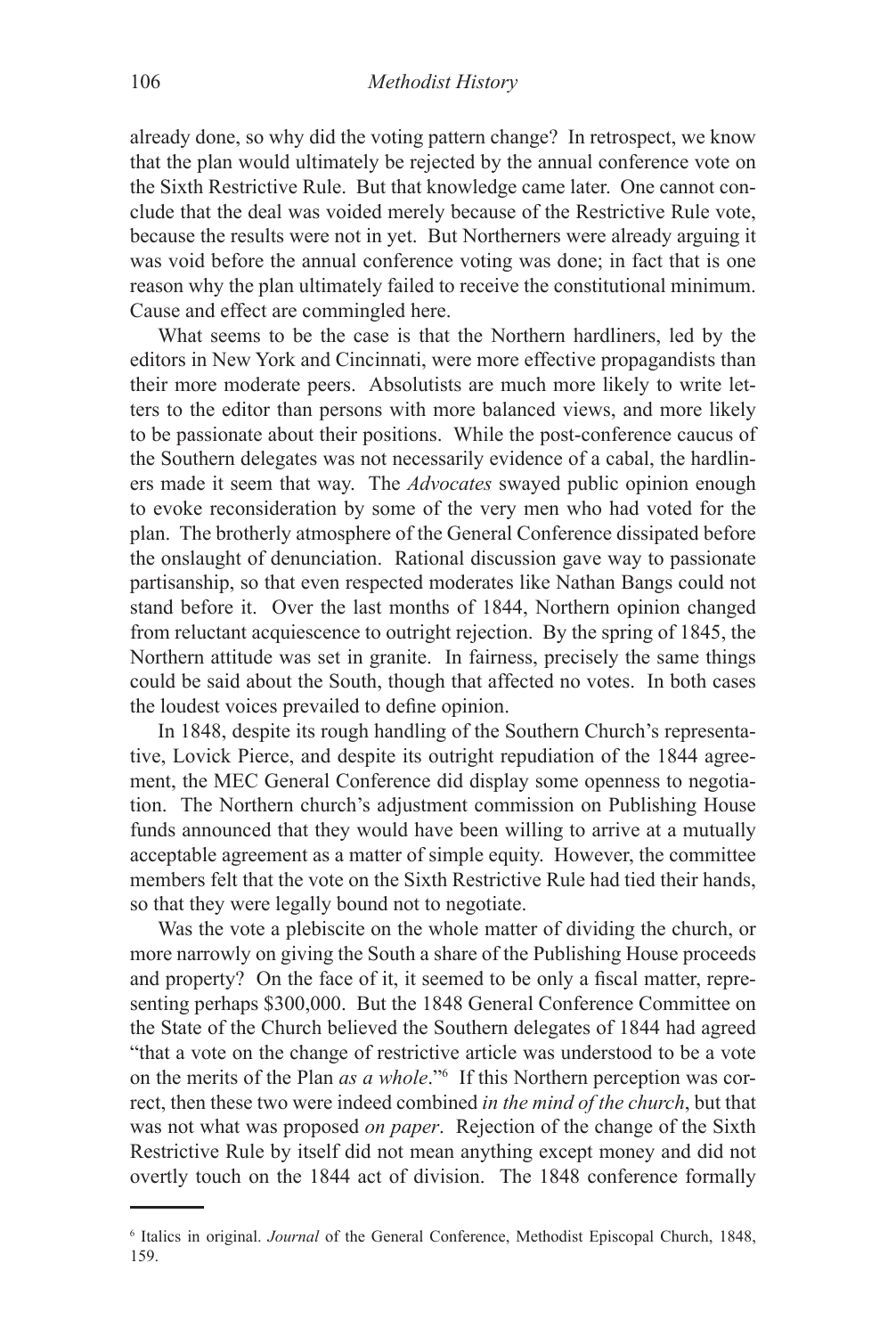already done, so why did the voting pattern change? In retrospect, we know that the plan would ultimately be rejected by the annual conference vote on the Sixth Restrictive Rule. But that knowledge came later. One cannot conclude that the deal was voided merely because of the Restrictive Rule vote, because the results were not in yet. But Northerners were already arguing it was void before the annual conference voting was done; in fact that is one reason why the plan ultimately failed to receive the constitutional minimum. Cause and effect are commingled here.

What seems to be the case is that the Northern hardliners, led by the editors in New York and Cincinnati, were more effective propagandists than their more moderate peers. Absolutists are much more likely to write letters to the editor than persons with more balanced views, and more likely to be passionate about their positions. While the post-conference caucus of the Southern delegates was not necessarily evidence of a cabal, the hardliners made it seem that way. The *Advocates* swayed public opinion enough to evoke reconsideration by some of the very men who had voted for the plan. The brotherly atmosphere of the General Conference dissipated before the onslaught of denunciation. Rational discussion gave way to passionate partisanship, so that even respected moderates like Nathan Bangs could not stand before it. Over the last months of 1844, Northern opinion changed from reluctant acquiescence to outright rejection. By the spring of 1845, the Northern attitude was set in granite. In fairness, precisely the same things could be said about the South, though that affected no votes. In both cases the loudest voices prevailed to define opinion.

In 1848, despite its rough handling of the Southern Church's representative, Lovick Pierce, and despite its outright repudiation of the 1844 agreement, the MEC General Conference did display some openness to negotiation. The Northern church's adjustment commission on Publishing House funds announced that they would have been willing to arrive at a mutually acceptable agreement as a matter of simple equity. However, the committee members felt that the vote on the Sixth Restrictive Rule had tied their hands, so that they were legally bound not to negotiate.

Was the vote a plebiscite on the whole matter of dividing the church, or more narrowly on giving the South a share of the Publishing House proceeds and property? On the face of it, it seemed to be only a fiscal matter, representing perhaps $300,000. But the 1848 General Conference Committee on the State of the Church believed the Southern delegates of 1844 had agreed "that a vote on the change of restrictive article was understood to be a vote on the merits of the Plan *as a whole*."[6] If this Northern perception was correct, then these two were indeed combined *in the mind of the church*, but that was not what was proposed *on paper*. Rejection of the change of the Sixth Restrictive Rule by itself did not mean anything except money and did not overtly touch on the 1844 act of division. The 1848 conference formally

---

[6] Italics in original. *Journal* of the General Conference, Methodist Episcopal Church, 1848, 159.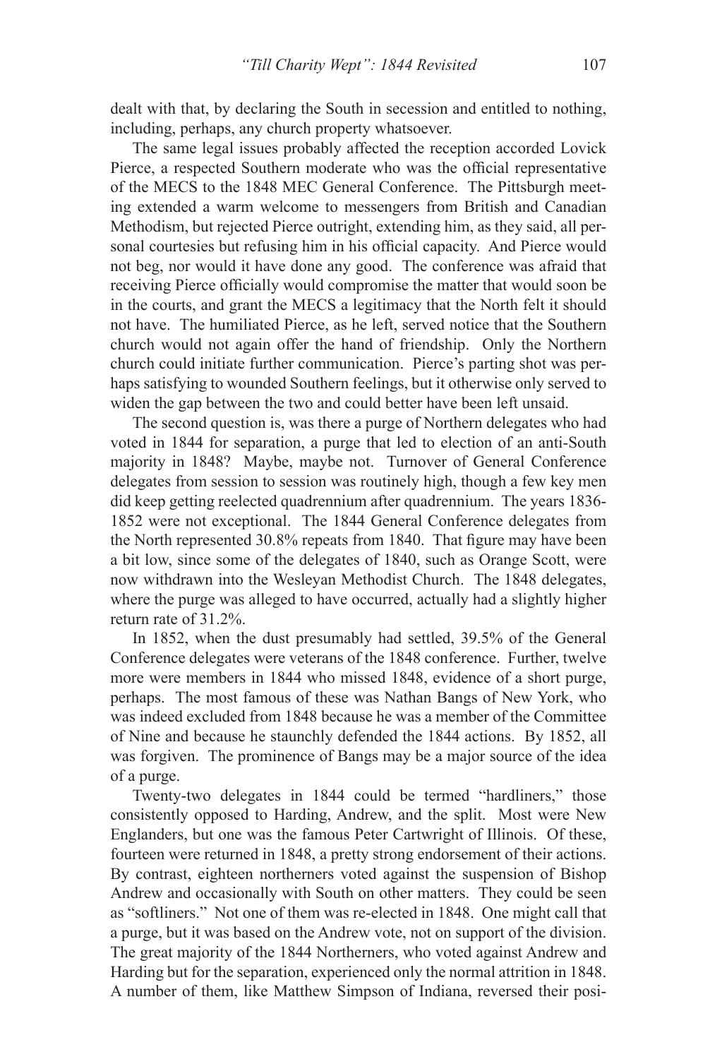dealt with that, by declaring the South in secession and entitled to nothing, including, perhaps, any church property whatsoever.

The same legal issues probably affected the reception accorded Lovick Pierce, a respected Southern moderate who was the official representative of the MECS to the 1848 MEC General Conference. The Pittsburgh meeting extended a warm welcome to messengers from British and Canadian Methodism, but rejected Pierce outright, extending him, as they said, all personal courtesies but refusing him in his official capacity. And Pierce would not beg, nor would it have done any good. The conference was afraid that receiving Pierce officially would compromise the matter that would soon be in the courts, and grant the MECS a legitimacy that the North felt it should not have. The humiliated Pierce, as he left, served notice that the Southern church would not again offer the hand of friendship. Only the Northern church could initiate further communication. Pierce's parting shot was perhaps satisfying to wounded Southern feelings, but it otherwise only served to widen the gap between the two and could better have been left unsaid.

The second question is, was there a purge of Northern delegates who had voted in 1844 for separation, a purge that led to election of an anti-South majority in 1848? Maybe, maybe not. Turnover of General Conference delegates from session to session was routinely high, though a few key men did keep getting reelected quadrennium after quadrennium. The years 1836-1852 were not exceptional. The 1844 General Conference delegates from the North represented 30.8% repeats from 1840. That figure may have been a bit low, since some of the delegates of 1840, such as Orange Scott, were now withdrawn into the Wesleyan Methodist Church. The 1848 delegates, where the purge was alleged to have occurred, actually had a slightly higher return rate of 31.2%.

In 1852, when the dust presumably had settled, 39.5% of the General Conference delegates were veterans of the 1848 conference. Further, twelve more were members in 1844 who missed 1848, evidence of a short purge, perhaps. The most famous of these was Nathan Bangs of New York, who was indeed excluded from 1848 because he was a member of the Committee of Nine and because he staunchly defended the 1844 actions. By 1852, all was forgiven. The prominence of Bangs may be a major source of the idea of a purge.

Twenty-two delegates in 1844 could be termed "hardliners," those consistently opposed to Harding, Andrew, and the split. Most were New Englanders, but one was the famous Peter Cartwright of Illinois. Of these, fourteen were returned in 1848, a pretty strong endorsement of their actions. By contrast, eighteen northerners voted against the suspension of Bishop Andrew and occasionally with South on other matters. They could be seen as "softliners." Not one of them was re-elected in 1848. One might call that a purge, but it was based on the Andrew vote, not on support of the division. The great majority of the 1844 Northerners, who voted against Andrew and Harding but for the separation, experienced only the normal attrition in 1848. A number of them, like Matthew Simpson of Indiana, reversed their posi-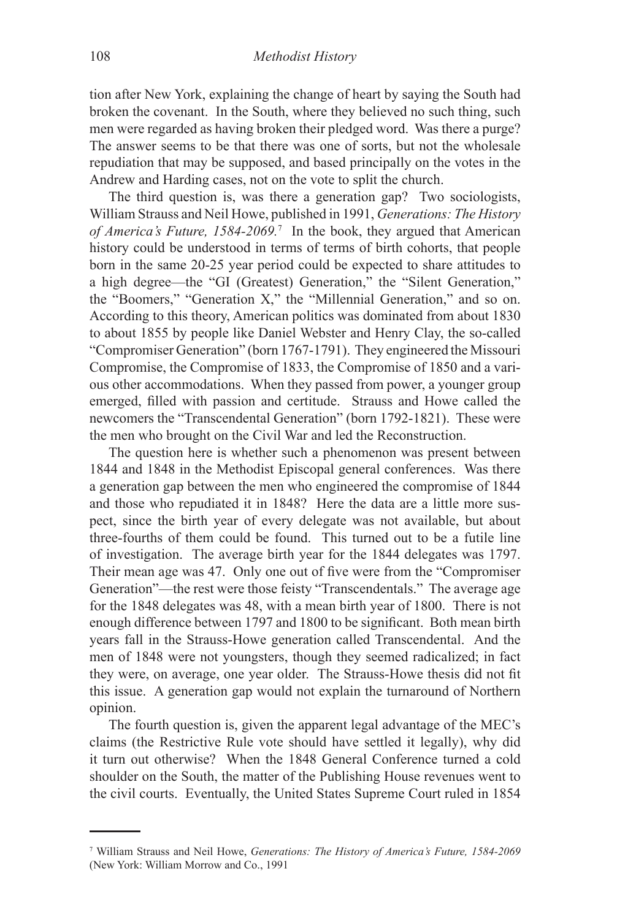tion after New York, explaining the change of heart by saying the South had broken the covenant. In the South, where they believed no such thing, such men were regarded as having broken their pledged word. Was there a purge? The answer seems to be that there was one of sorts, but not the wholesale repudiation that may be supposed, and based principally on the votes in the Andrew and Harding cases, not on the vote to split the church.

The third question is, was there a generation gap? Two sociologists, William Strauss and Neil Howe, published in 1991, *Generations: The History of America's Future, 1584-2069.*[7] In the book, they argued that American history could be understood in terms of terms of birth cohorts, that people born in the same 20-25 year period could be expected to share attitudes to a high degree—the "GI (Greatest) Generation," the "Silent Generation," the "Boomers," "Generation X," the "Millennial Generation," and so on. According to this theory, American politics was dominated from about 1830 to about 1855 by people like Daniel Webster and Henry Clay, the so-called "Compromiser Generation" (born 1767-1791). They engineered the Missouri Compromise, the Compromise of 1833, the Compromise of 1850 and a various other accommodations. When they passed from power, a younger group emerged, filled with passion and certitude. Strauss and Howe called the newcomers the "Transcendental Generation" (born 1792-1821). These were the men who brought on the Civil War and led the Reconstruction.

The question here is whether such a phenomenon was present between 1844 and 1848 in the Methodist Episcopal general conferences. Was there a generation gap between the men who engineered the compromise of 1844 and those who repudiated it in 1848? Here the data are a little more suspect, since the birth year of every delegate was not available, but about three-fourths of them could be found. This turned out to be a futile line of investigation. The average birth year for the 1844 delegates was 1797. Their mean age was 47. Only one out of five were from the "Compromiser Generation"—the rest were those feisty "Transcendentals." The average age for the 1848 delegates was 48, with a mean birth year of 1800. There is not enough difference between 1797 and 1800 to be significant. Both mean birth years fall in the Strauss-Howe generation called Transcendental. And the men of 1848 were not youngsters, though they seemed radicalized; in fact they were, on average, one year older. The Strauss-Howe thesis did not fit this issue. A generation gap would not explain the turnaround of Northern opinion.

The fourth question is, given the apparent legal advantage of the MEC's claims (the Restrictive Rule vote should have settled it legally), why did it turn out otherwise? When the 1848 General Conference turned a cold shoulder on the South, the matter of the Publishing House revenues went to the civil courts. Eventually, the United States Supreme Court ruled in 1854

---

[7] William Strauss and Neil Howe, *Generations: The History of America's Future, 1584-2069* (New York: William Morrow and Co., 1991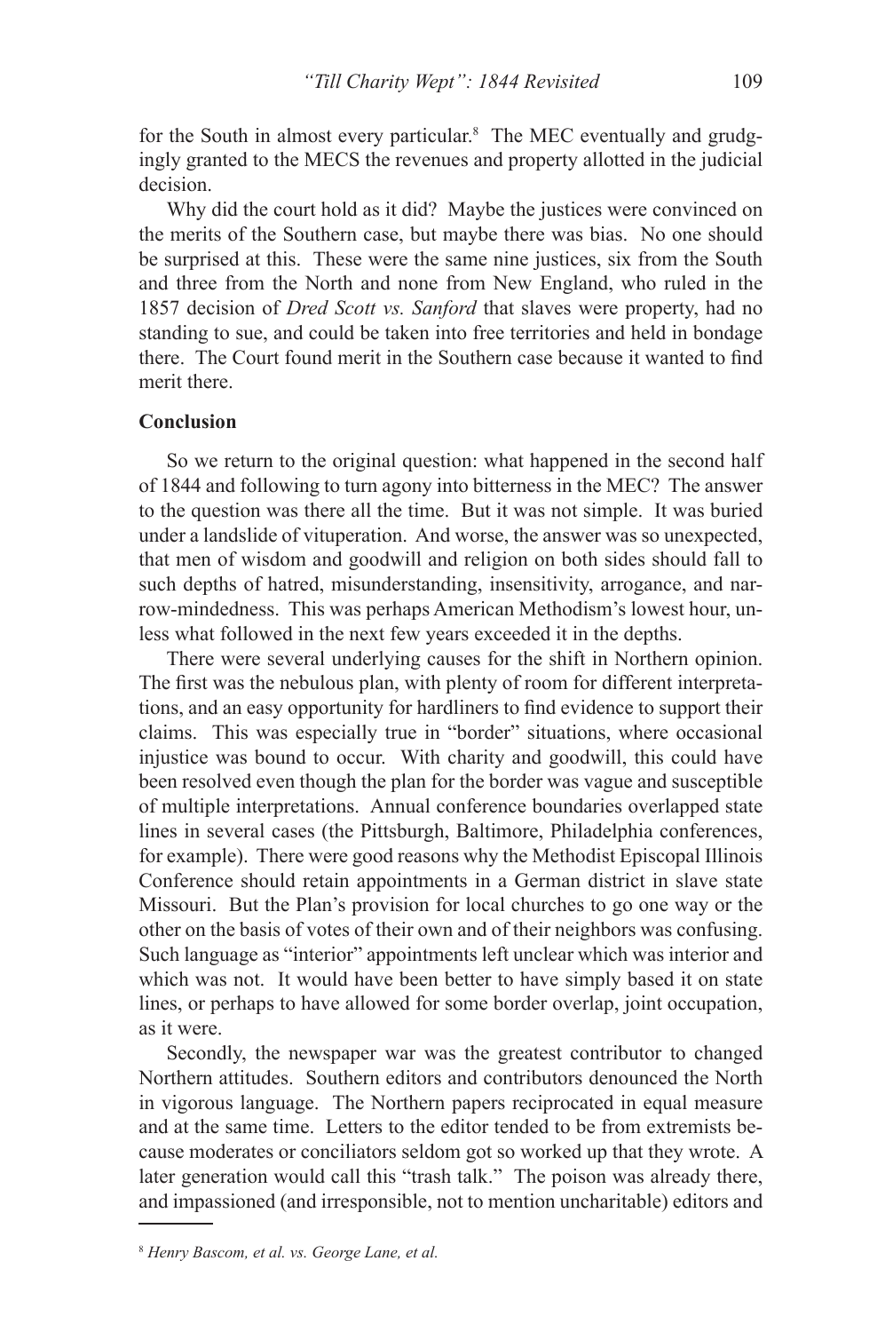for the South in almost every particular.[8] The MEC eventually and grudgingly granted to the MECS the revenues and property allotted in the judicial decision.

Why did the court hold as it did? Maybe the justices were convinced on the merits of the Southern case, but maybe there was bias. No one should be surprised at this. These were the same nine justices, six from the South and three from the North and none from New England, who ruled in the 1857 decision of *Dred Scott vs. Sanford* that slaves were property, had no standing to sue, and could be taken into free territories and held in bondage there. The Court found merit in the Southern case because it wanted to find merit there.

**Conclusion**

So we return to the original question: what happened in the second half of 1844 and following to turn agony into bitterness in the MEC? The answer to the question was there all the time. But it was not simple. It was buried under a landslide of vituperation. And worse, the answer was so unexpected, that men of wisdom and goodwill and religion on both sides should fall to such depths of hatred, misunderstanding, insensitivity, arrogance, and narrow-mindedness. This was perhaps American Methodism's lowest hour, unless what followed in the next few years exceeded it in the depths.

There were several underlying causes for the shift in Northern opinion. The first was the nebulous plan, with plenty of room for different interpretations, and an easy opportunity for hardliners to find evidence to support their claims. This was especially true in "border" situations, where occasional injustice was bound to occur. With charity and goodwill, this could have been resolved even though the plan for the border was vague and susceptible of multiple interpretations. Annual conference boundaries overlapped state lines in several cases (the Pittsburgh, Baltimore, Philadelphia conferences, for example). There were good reasons why the Methodist Episcopal Illinois Conference should retain appointments in a German district in slave state Missouri. But the Plan's provision for local churches to go one way or the other on the basis of votes of their own and of their neighbors was confusing. Such language as "interior" appointments left unclear which was interior and which was not. It would have been better to have simply based it on state lines, or perhaps to have allowed for some border overlap, joint occupation, as it were.

Secondly, the newspaper war was the greatest contributor to changed Northern attitudes. Southern editors and contributors denounced the North in vigorous language. The Northern papers reciprocated in equal measure and at the same time. Letters to the editor tended to be from extremists because moderates or conciliators seldom got so worked up that they wrote. A later generation would call this "trash talk." The poison was already there, and impassioned (and irresponsible, not to mention uncharitable) editors and

[8] *Henry Bascom, et al. vs. George Lane, et al.*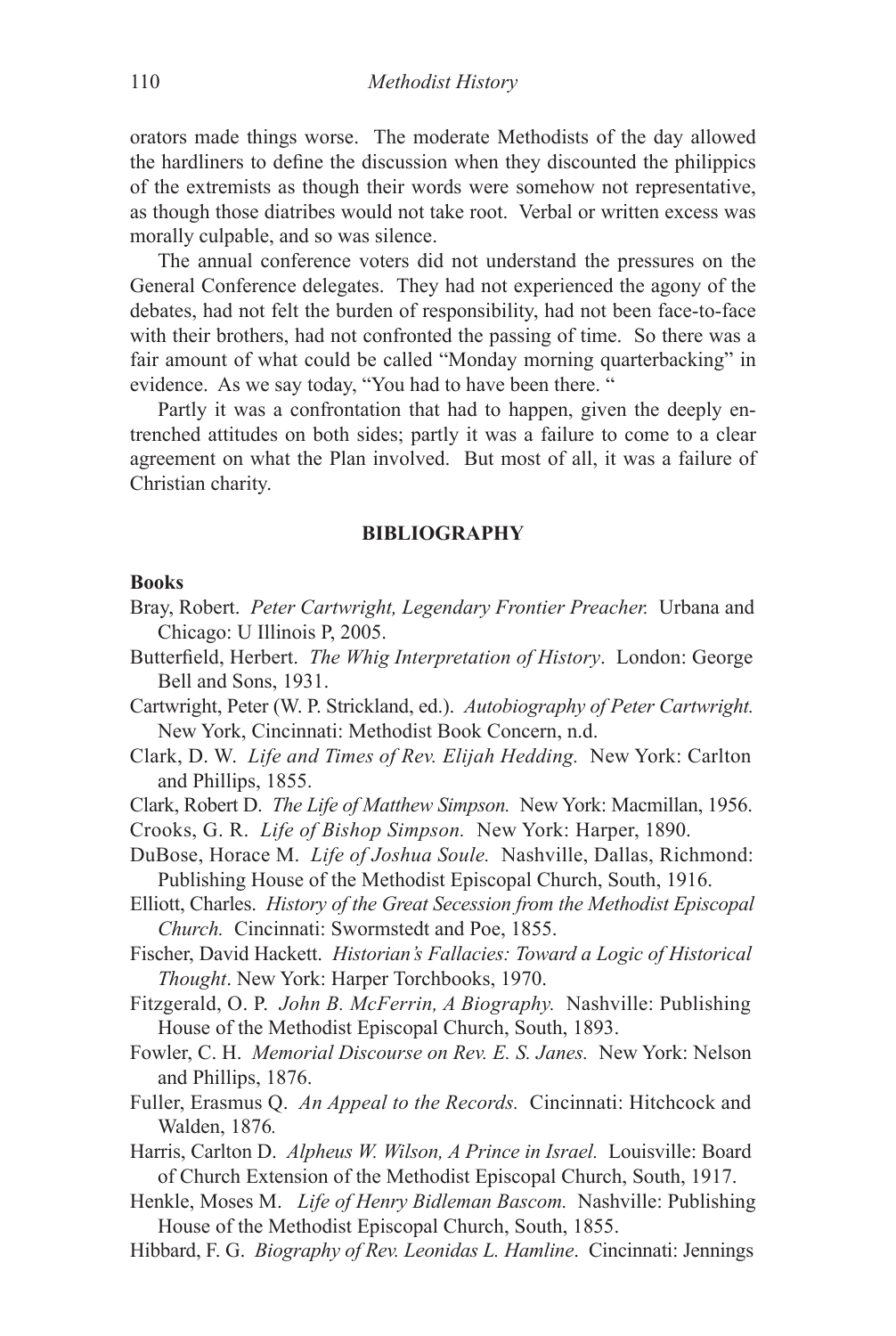orators made things worse. The moderate Methodists of the day allowed the hardliners to define the discussion when they discounted the philippics of the extremists as though their words were somehow not representative, as though those diatribes would not take root. Verbal or written excess was morally culpable, and so was silence.

The annual conference voters did not understand the pressures on the General Conference delegates. They had not experienced the agony of the debates, had not felt the burden of responsibility, had not been face-to-face with their brothers, had not confronted the passing of time. So there was a fair amount of what could be called "Monday morning quarterbacking" in evidence. As we say today, "You had to have been there. "

Partly it was a confrontation that had to happen, given the deeply entrenched attitudes on both sides; partly it was a failure to come to a clear agreement on what the Plan involved. But most of all, it was a failure of Christian charity.

## BIBLIOGRAPHY

### Books

Bray, Robert. *Peter Cartwright, Legendary Frontier Preacher.* Urbana and Chicago: U Illinois P, 2005.

Butterfield, Herbert. *The Whig Interpretation of History*. London: George Bell and Sons, 1931.

Cartwright, Peter (W. P. Strickland, ed.). *Autobiography of Peter Cartwright.* New York, Cincinnati: Methodist Book Concern, n.d.

Clark, D. W. *Life and Times of Rev. Elijah Hedding.* New York: Carlton and Phillips, 1855.

Clark, Robert D. *The Life of Matthew Simpson.* New York: Macmillan, 1956.

Crooks, G. R. *Life of Bishop Simpson.* New York: Harper, 1890.

DuBose, Horace M. *Life of Joshua Soule.* Nashville, Dallas, Richmond: Publishing House of the Methodist Episcopal Church, South, 1916.

Elliott, Charles. *History of the Great Secession from the Methodist Episcopal Church.* Cincinnati: Swormstedt and Poe, 1855.

Fischer, David Hackett. *Historian's Fallacies: Toward a Logic of Historical Thought*. New York: Harper Torchbooks, 1970.

Fitzgerald, O. P. *John B. McFerrin, A Biography.* Nashville: Publishing House of the Methodist Episcopal Church, South, 1893.

Fowler, C. H. *Memorial Discourse on Rev. E. S. Janes.* New York: Nelson and Phillips, 1876.

Fuller, Erasmus Q. *An Appeal to the Records.* Cincinnati: Hitchcock and Walden, 1876*.*

Harris, Carlton D. *Alpheus W. Wilson, A Prince in Israel.* Louisville: Board of Church Extension of the Methodist Episcopal Church, South, 1917.

Henkle, Moses M. *Life of Henry Bidleman Bascom.* Nashville: Publishing House of the Methodist Episcopal Church, South, 1855.

Hibbard, F. G. *Biography of Rev. Leonidas L. Hamline*. Cincinnati: Jennings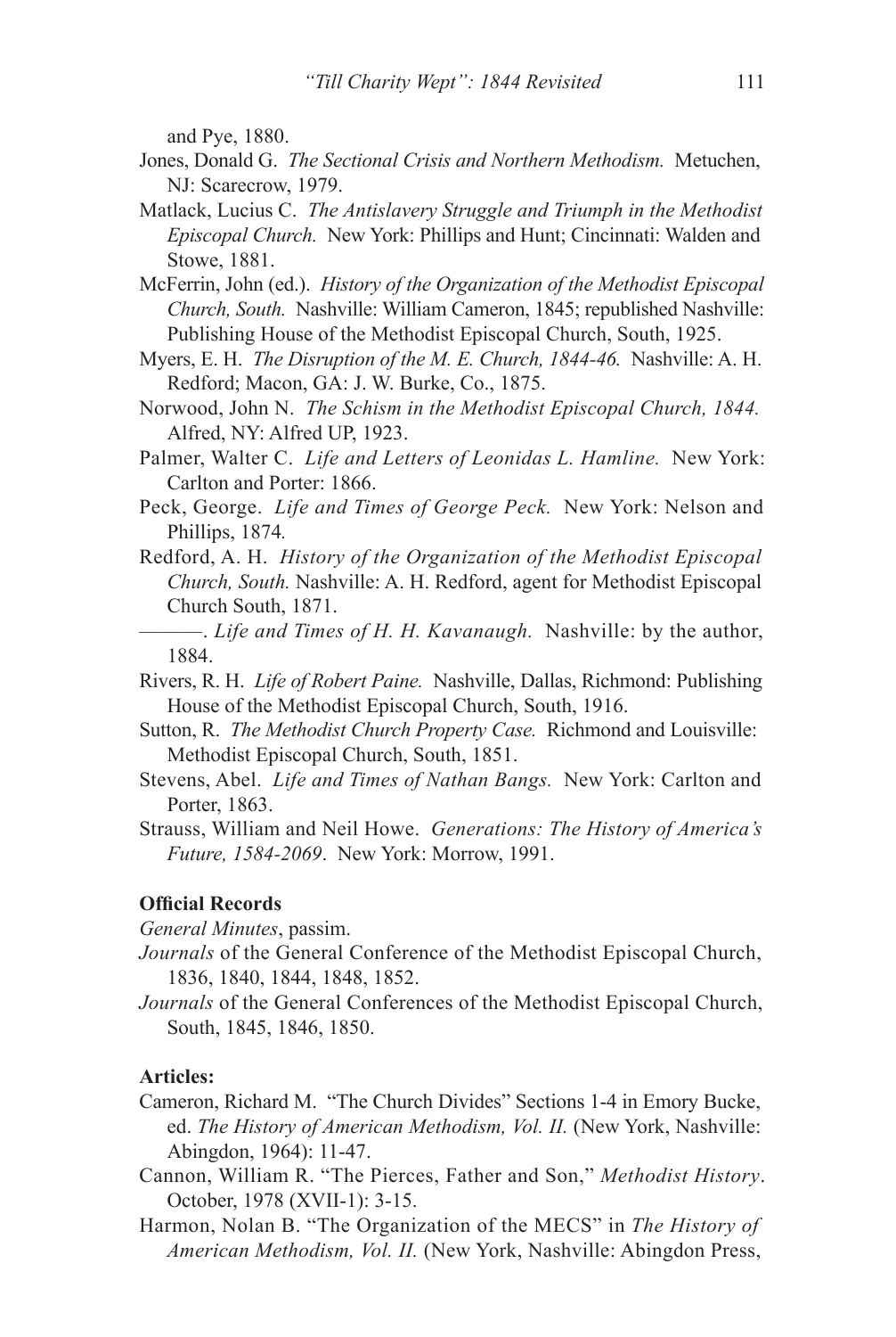and Pye, 1880.

Jones, Donald G. *The Sectional Crisis and Northern Methodism.* Metuchen, NJ: Scarecrow, 1979.

Matlack, Lucius C. *The Antislavery Struggle and Triumph in the Methodist Episcopal Church.* New York: Phillips and Hunt; Cincinnati: Walden and Stowe, 1881.

McFerrin, John (ed.). *History of the Organization of the Methodist Episcopal Church, South.* Nashville: William Cameron, 1845; republished Nashville: Publishing House of the Methodist Episcopal Church, South, 1925.

Myers, E. H. *The Disruption of the M. E. Church, 1844-46.* Nashville: A. H. Redford; Macon, GA: J. W. Burke, Co., 1875.

Norwood, John N. *The Schism in the Methodist Episcopal Church, 1844.* Alfred, NY: Alfred UP, 1923.

Palmer, Walter C. *Life and Letters of Leonidas L. Hamline.* New York: Carlton and Porter: 1866.

Peck, George. *Life and Times of George Peck.* New York: Nelson and Phillips, 1874*.*

Redford, A. H. *History of the Organization of the Methodist Episcopal Church, South.* Nashville: A. H. Redford, agent for Methodist Episcopal Church South, 1871.

———. *Life and Times of H. H. Kavanaugh.* Nashville: by the author, 1884.

Rivers, R. H. *Life of Robert Paine.* Nashville, Dallas, Richmond: Publishing House of the Methodist Episcopal Church, South, 1916.

Sutton, R. *The Methodist Church Property Case.* Richmond and Louisville: Methodist Episcopal Church, South, 1851.

Stevens, Abel. *Life and Times of Nathan Bangs.* New York: Carlton and Porter, 1863.

Strauss, William and Neil Howe. *Generations: The History of America's Future, 1584-2069*. New York: Morrow, 1991.

**Official Records**

*General Minutes*, passim.

*Journals* of the General Conference of the Methodist Episcopal Church, 1836, 1840, 1844, 1848, 1852.

*Journals* of the General Conferences of the Methodist Episcopal Church, South, 1845, 1846, 1850.

**Articles:**

Cameron, Richard M. "The Church Divides" Sections 1-4 in Emory Bucke, ed. *The History of American Methodism, Vol. II.* (New York, Nashville: Abingdon, 1964): 11-47.

Cannon, William R. "The Pierces, Father and Son," *Methodist History*. October, 1978 (XVII-1): 3-15.

Harmon, Nolan B. "The Organization of the MECS" in *The History of American Methodism, Vol. II.* (New York, Nashville: Abingdon Press,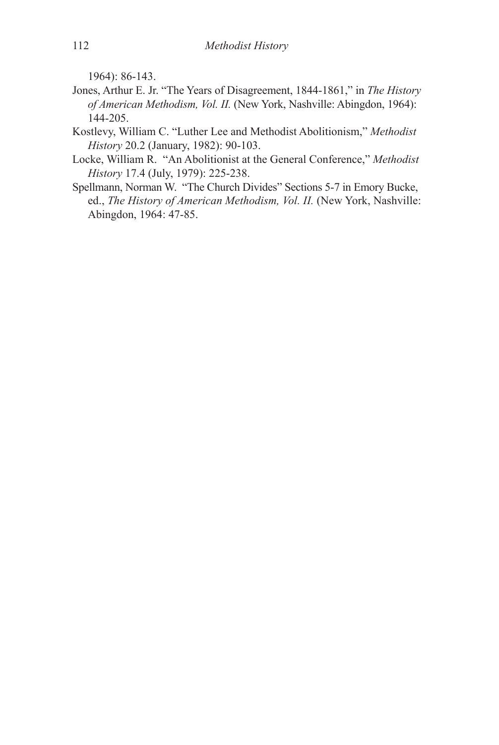1964): 86-143.

Jones, Arthur E. Jr. "The Years of Disagreement, 1844-1861," in *The History of American Methodism, Vol. II.* (New York, Nashville: Abingdon, 1964): 144-205.

Kostlevy, William C. "Luther Lee and Methodist Abolitionism," *Methodist History* 20.2 (January, 1982): 90-103.

Locke, William R. "An Abolitionist at the General Conference," *Methodist History* 17.4 (July, 1979): 225-238.

Spellmann, Norman W. "The Church Divides" Sections 5-7 in Emory Bucke, ed., *The History of American Methodism, Vol. II.* (New York, Nashville: Abingdon, 1964: 47-85.